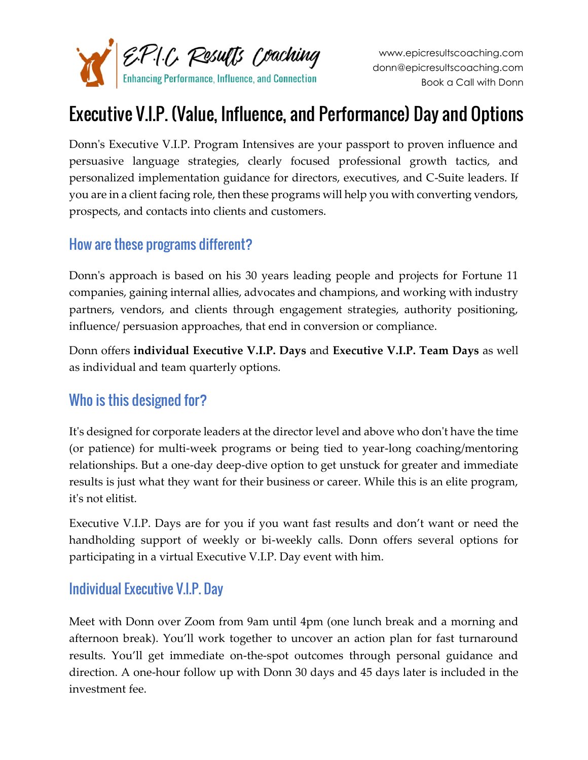E.P.I.C. Results Coaching
Enhancing Performance, Influence, and Connection

www.epicresultscoaching.com
donn@epicresultscoaching.com
Book a Call with Donn

# Executive V.I.P. (Value, Influence, and Performance) Day and Options

Donn's Executive V.I.P. Program Intensives are your passport to proven influence and persuasive language strategies, clearly focused professional growth tactics, and personalized implementation guidance for directors, executives, and C-Suite leaders. If you are in a client facing role, then these programs will help you with converting vendors, prospects, and contacts into clients and customers.

## How are these programs different?

Donn's approach is based on his 30 years leading people and projects for Fortune 11 companies, gaining internal allies, advocates and champions, and working with industry partners, vendors, and clients through engagement strategies, authority positioning, influence/ persuasion approaches, that end in conversion or compliance.

Donn offers **individual Executive V.I.P. Days** and **Executive V.I.P. Team Days** as well as individual and team quarterly options.

## Who is this designed for?

It's designed for corporate leaders at the director level and above who don't have the time (or patience) for multi-week programs or being tied to year-long coaching/mentoring relationships. But a one-day deep-dive option to get unstuck for greater and immediate results is just what they want for their business or career. While this is an elite program, it's not elitist.

Executive V.I.P. Days are for you if you want fast results and don't want or need the handholding support of weekly or bi-weekly calls. Donn offers several options for participating in a virtual Executive V.I.P. Day event with him.

## Individual Executive V.I.P. Day

Meet with Donn over Zoom from 9am until 4pm (one lunch break and a morning and afternoon break). You'll work together to uncover an action plan for fast turnaround results. You'll get immediate on-the-spot outcomes through personal guidance and direction. A one-hour follow up with Donn 30 days and 45 days later is included in the investment fee.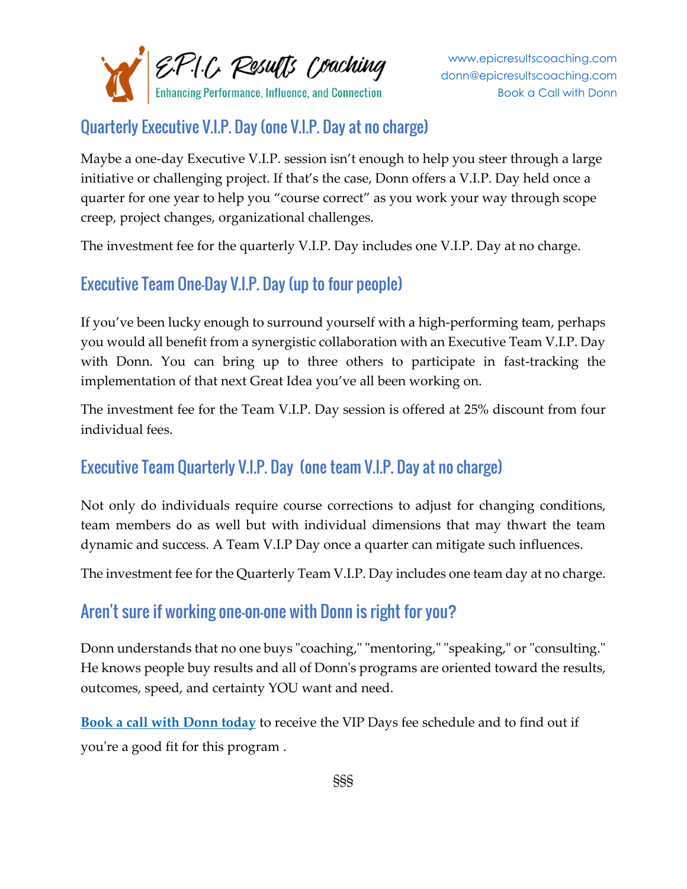## Quarterly Executive V.I.P. Day (one V.I.P. Day at no charge)

Maybe a one-day Executive V.I.P. session isn't enough to help you steer through a large initiative or challenging project. If that's the case, Donn offers a V.I.P. Day held once a quarter for one year to help you "course correct" as you work your way through scope creep, project changes, organizational challenges.

The investment fee for the quarterly V.I.P. Day includes one V.I.P. Day at no charge.

## Executive Team One-Day V.I.P. Day (up to four people)

If you've been lucky enough to surround yourself with a high-performing team, perhaps you would all benefit from a synergistic collaboration with an Executive Team V.I.P. Day with Donn. You can bring up to three others to participate in fast-tracking the implementation of that next Great Idea you've all been working on.

The investment fee for the Team V.I.P. Day session is offered at 25% discount from four individual fees.

## Executive Team Quarterly V.I.P. Day (one team V.I.P. Day at no charge)

Not only do individuals require course corrections to adjust for changing conditions, team members do as well but with individual dimensions that may thwart the team dynamic and success. A Team V.I.P Day once a quarter can mitigate such influences.

The investment fee for the Quarterly Team V.I.P. Day includes one team day at no charge.

## Aren't sure if working one-on-one with Donn is right for you?

Donn understands that no one buys "coaching," "mentoring," "speaking," or "consulting." He knows people buy results and all of Donn's programs are oriented toward the results, outcomes, speed, and certainty YOU want and need.

**Book a call with Donn today** to receive the VIP Days fee schedule and to find out if you're a good fit for this program .

§§§